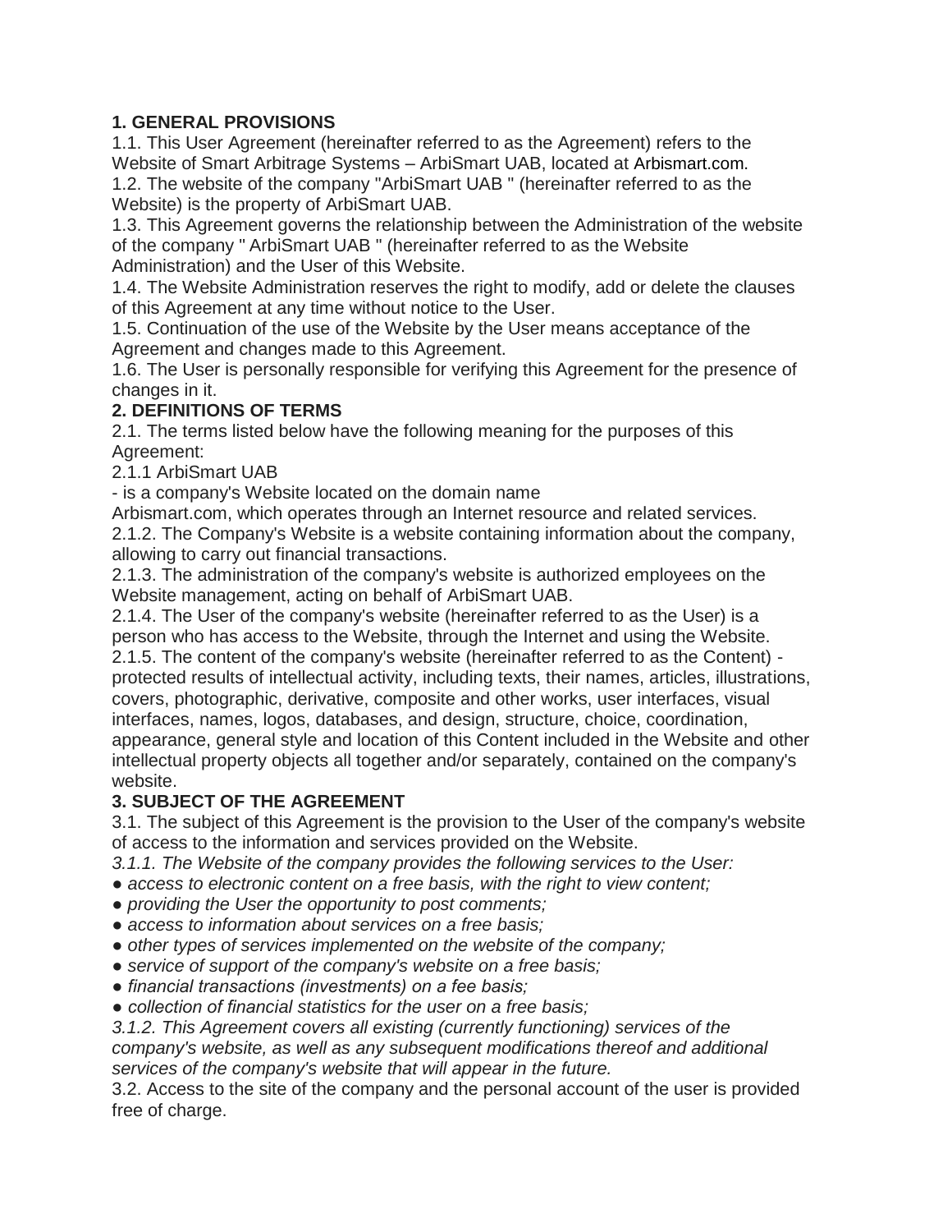## 1. GENERAL PROVISIONS

1.1. This User Agreement (hereinafter referred to as the Agreement) refers to the Website of Smart Arbitrage Systems – ArbiSmart UAB, located at Arbismart.com.

1.2. The website of the company "ArbiSmart UAB " (hereinafter referred to as the Website) is the property of ArbiSmart UAB.

1.3. This Agreement governs the relationship between the Administration of the website of the company " ArbiSmart UAB " (hereinafter referred to as the Website Administration) and the User of this Website.

1.4. The Website Administration reserves the right to modify, add or delete the clauses of this Agreement at any time without notice to the User.

1.5. Continuation of the use of the Website by the User means acceptance of the Agreement and changes made to this Agreement.

1.6. The User is personally responsible for verifying this Agreement for the presence of changes in it.

## 2. DEFINITIONS OF TERMS

2.1. The terms listed below have the following meaning for the purposes of this Agreement:

2.1.1 ArbiSmart UAB

- is a company's Website located on the domain name Arbismart.com, which operates through an Internet resource and related services.

2.1.2. The Company's Website is a website containing information about the company, allowing to carry out financial transactions.

2.1.3. The administration of the company's website is authorized employees on the Website management, acting on behalf of ArbiSmart UAB.

2.1.4. The User of the company's website (hereinafter referred to as the User) is a person who has access to the Website, through the Internet and using the Website.

2.1.5. The content of the company's website (hereinafter referred to as the Content) - protected results of intellectual activity, including texts, their names, articles, illustrations, covers, photographic, derivative, composite and other works, user interfaces, visual interfaces, names, logos, databases, and design, structure, choice, coordination, appearance, general style and location of this Content included in the Website and other intellectual property objects all together and/or separately, contained on the company's website.

## 3. SUBJECT OF THE AGREEMENT

3.1. The subject of this Agreement is the provision to the User of the company's website of access to the information and services provided on the Website.

*3.1.1. The Website of the company provides the following services to the User:*

- *access to electronic content on a free basis, with the right to view content;*
- *providing the User the opportunity to post comments;*
- *access to information about services on a free basis;*
- *other types of services implemented on the website of the company;*
- *service of support of the company's website on a free basis;*
- *financial transactions (investments) on a fee basis;*
- *collection of financial statistics for the user on a free basis;*

*3.1.2. This Agreement covers all existing (currently functioning) services of the company's website, as well as any subsequent modifications thereof and additional services of the company's website that will appear in the future.*

3.2. Access to the site of the company and the personal account of the user is provided free of charge.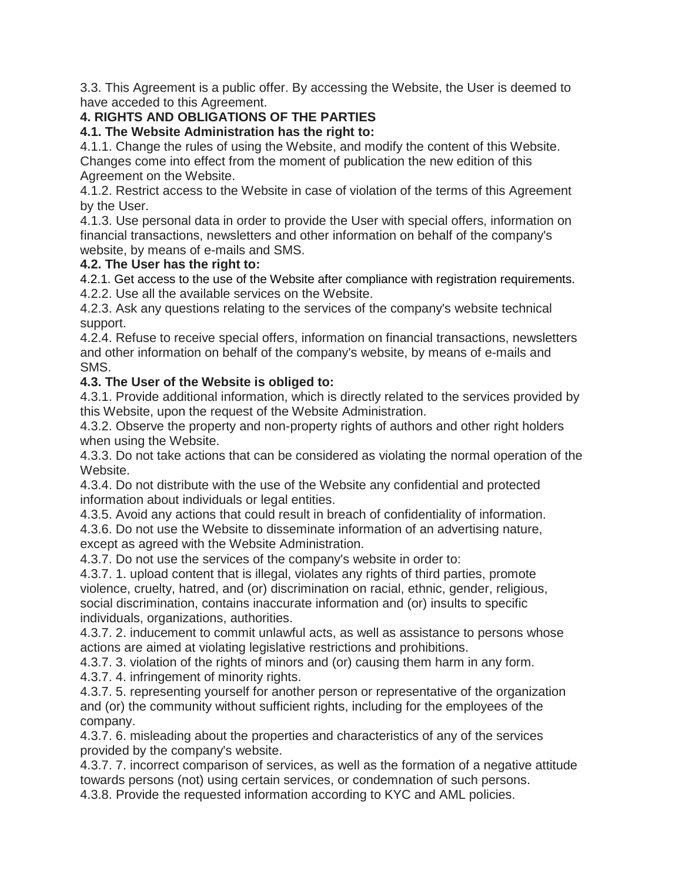3.3. This Agreement is a public offer. By accessing the Website, the User is deemed to have acceded to this Agreement.

## 4. RIGHTS AND OBLIGATIONS OF THE PARTIES

**4.1. The Website Administration has the right to:**

4.1.1. Change the rules of using the Website, and modify the content of this Website. Changes come into effect from the moment of publication the new edition of this Agreement on the Website.

4.1.2. Restrict access to the Website in case of violation of the terms of this Agreement by the User.

4.1.3. Use personal data in order to provide the User with special offers, information on financial transactions, newsletters and other information on behalf of the company's website, by means of e-mails and SMS.

**4.2. The User has the right to:**

4.2.1. Get access to the use of the Website after compliance with registration requirements.

4.2.2. Use all the available services on the Website.

4.2.3. Ask any questions relating to the services of the company's website technical support.

4.2.4. Refuse to receive special offers, information on financial transactions, newsletters and other information on behalf of the company's website, by means of e-mails and SMS.

**4.3. The User of the Website is obliged to:**

4.3.1. Provide additional information, which is directly related to the services provided by this Website, upon the request of the Website Administration.

4.3.2. Observe the property and non-property rights of authors and other right holders when using the Website.

4.3.3. Do not take actions that can be considered as violating the normal operation of the Website.

4.3.4. Do not distribute with the use of the Website any confidential and protected information about individuals or legal entities.

4.3.5. Avoid any actions that could result in breach of confidentiality of information.

4.3.6. Do not use the Website to disseminate information of an advertising nature, except as agreed with the Website Administration.

4.3.7. Do not use the services of the company's website in order to:

4.3.7. 1. upload content that is illegal, violates any rights of third parties, promote violence, cruelty, hatred, and (or) discrimination on racial, ethnic, gender, religious, social discrimination, contains inaccurate information and (or) insults to specific individuals, organizations, authorities.

4.3.7. 2. inducement to commit unlawful acts, as well as assistance to persons whose actions are aimed at violating legislative restrictions and prohibitions.

4.3.7. 3. violation of the rights of minors and (or) causing them harm in any form.

4.3.7. 4. infringement of minority rights.

4.3.7. 5. representing yourself for another person or representative of the organization and (or) the community without sufficient rights, including for the employees of the company.

4.3.7. 6. misleading about the properties and characteristics of any of the services provided by the company's website.

4.3.7. 7. incorrect comparison of services, as well as the formation of a negative attitude towards persons (not) using certain services, or condemnation of such persons.

4.3.8. Provide the requested information according to KYC and AML policies.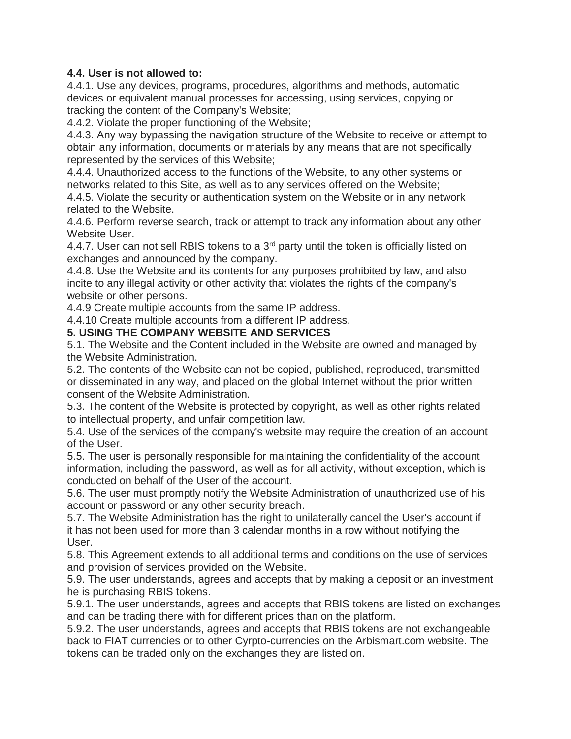**4.4. User is not allowed to:**

4.4.1. Use any devices, programs, procedures, algorithms and methods, automatic devices or equivalent manual processes for accessing, using services, copying or tracking the content of the Company's Website;

4.4.2. Violate the proper functioning of the Website;

4.4.3. Any way bypassing the navigation structure of the Website to receive or attempt to obtain any information, documents or materials by any means that are not specifically represented by the services of this Website;

4.4.4. Unauthorized access to the functions of the Website, to any other systems or networks related to this Site, as well as to any services offered on the Website;

4.4.5. Violate the security or authentication system on the Website or in any network related to the Website.

4.4.6. Perform reverse search, track or attempt to track any information about any other Website User.

4.4.7. User can not sell RBIS tokens to a 3rd party until the token is officially listed on exchanges and announced by the company.

4.4.8. Use the Website and its contents for any purposes prohibited by law, and also incite to any illegal activity or other activity that violates the rights of the company's website or other persons.

4.4.9 Create multiple accounts from the same IP address.

4.4.10 Create multiple accounts from a different IP address.

**5. USING THE COMPANY WEBSITE AND SERVICES**

5.1. The Website and the Content included in the Website are owned and managed by the Website Administration.

5.2. The contents of the Website can not be copied, published, reproduced, transmitted or disseminated in any way, and placed on the global Internet without the prior written consent of the Website Administration.

5.3. The content of the Website is protected by copyright, as well as other rights related to intellectual property, and unfair competition law.

5.4. Use of the services of the company's website may require the creation of an account of the User.

5.5. The user is personally responsible for maintaining the confidentiality of the account information, including the password, as well as for all activity, without exception, which is conducted on behalf of the User of the account.

5.6. The user must promptly notify the Website Administration of unauthorized use of his account or password or any other security breach.

5.7. The Website Administration has the right to unilaterally cancel the User's account if it has not been used for more than 3 calendar months in a row without notifying the User.

5.8. This Agreement extends to all additional terms and conditions on the use of services and provision of services provided on the Website.

5.9. The user understands, agrees and accepts that by making a deposit or an investment he is purchasing RBIS tokens.

5.9.1. The user understands, agrees and accepts that RBIS tokens are listed on exchanges and can be trading there with for different prices than on the platform.

5.9.2. The user understands, agrees and accepts that RBIS tokens are not exchangeable back to FIAT currencies or to other Cyrpto-currencies on the Arbismart.com website. The tokens can be traded only on the exchanges they are listed on.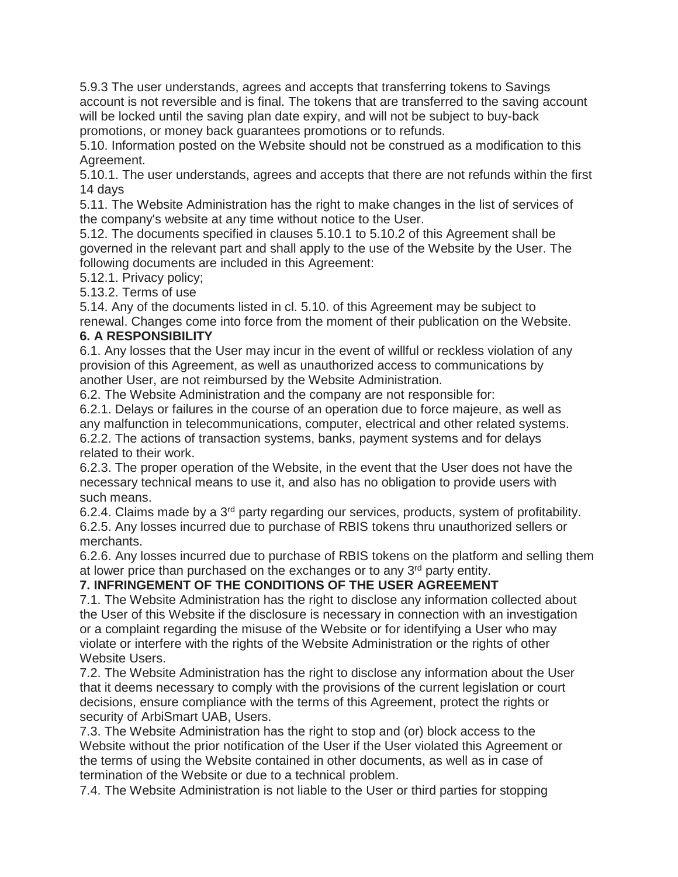5.9.3 The user understands, agrees and accepts that transferring tokens to Savings account is not reversible and is final. The tokens that are transferred to the saving account will be locked until the saving plan date expiry, and will not be subject to buy-back promotions, or money back guarantees promotions or to refunds.

5.10. Information posted on the Website should not be construed as a modification to this Agreement.

5.10.1. The user understands, agrees and accepts that there are not refunds within the first 14 days

5.11. The Website Administration has the right to make changes in the list of services of the company's website at any time without notice to the User.

5.12. The documents specified in clauses 5.10.1 to 5.10.2 of this Agreement shall be governed in the relevant part and shall apply to the use of the Website by the User. The following documents are included in this Agreement:

5.12.1. Privacy policy;

5.13.2. Terms of use

5.14. Any of the documents listed in cl. 5.10. of this Agreement may be subject to renewal. Changes come into force from the moment of their publication on the Website.

**6. A RESPONSIBILITY**

6.1. Any losses that the User may incur in the event of willful or reckless violation of any provision of this Agreement, as well as unauthorized access to communications by another User, are not reimbursed by the Website Administration.

6.2. The Website Administration and the company are not responsible for:

6.2.1. Delays or failures in the course of an operation due to force majeure, as well as any malfunction in telecommunications, computer, electrical and other related systems.

6.2.2. The actions of transaction systems, banks, payment systems and for delays related to their work.

6.2.3. The proper operation of the Website, in the event that the User does not have the necessary technical means to use it, and also has no obligation to provide users with such means.

6.2.4. Claims made by a 3rd party regarding our services, products, system of profitability.

6.2.5. Any losses incurred due to purchase of RBIS tokens thru unauthorized sellers or merchants.

6.2.6. Any losses incurred due to purchase of RBIS tokens on the platform and selling them at lower price than purchased on the exchanges or to any 3rd party entity.

**7. INFRINGEMENT OF THE CONDITIONS OF THE USER AGREEMENT**

7.1. The Website Administration has the right to disclose any information collected about the User of this Website if the disclosure is necessary in connection with an investigation or a complaint regarding the misuse of the Website or for identifying a User who may violate or interfere with the rights of the Website Administration or the rights of other Website Users.

7.2. The Website Administration has the right to disclose any information about the User that it deems necessary to comply with the provisions of the current legislation or court decisions, ensure compliance with the terms of this Agreement, protect the rights or security of ArbiSmart UAB, Users.

7.3. The Website Administration has the right to stop and (or) block access to the Website without the prior notification of the User if the User violated this Agreement or the terms of using the Website contained in other documents, as well as in case of termination of the Website or due to a technical problem.

7.4. The Website Administration is not liable to the User or third parties for stopping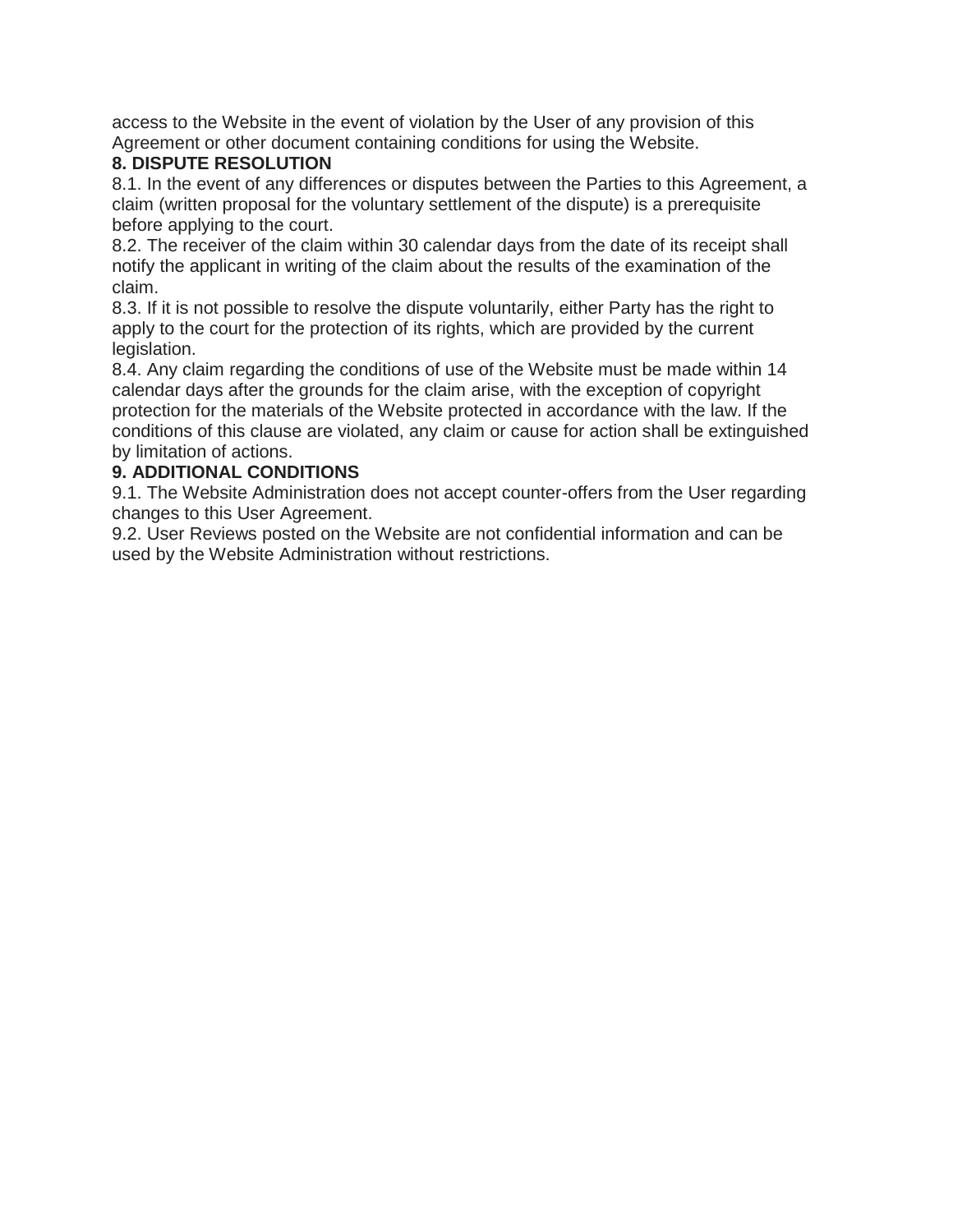access to the Website in the event of violation by the User of any provision of this Agreement or other document containing conditions for using the Website.

**8. DISPUTE RESOLUTION**

8.1. In the event of any differences or disputes between the Parties to this Agreement, a claim (written proposal for the voluntary settlement of the dispute) is a prerequisite before applying to the court.

8.2. The receiver of the claim within 30 calendar days from the date of its receipt shall notify the applicant in writing of the claim about the results of the examination of the claim.

8.3. If it is not possible to resolve the dispute voluntarily, either Party has the right to apply to the court for the protection of its rights, which are provided by the current legislation.

8.4. Any claim regarding the conditions of use of the Website must be made within 14 calendar days after the grounds for the claim arise, with the exception of copyright protection for the materials of the Website protected in accordance with the law. If the conditions of this clause are violated, any claim or cause for action shall be extinguished by limitation of actions.

**9. ADDITIONAL CONDITIONS**

9.1. The Website Administration does not accept counter-offers from the User regarding changes to this User Agreement.

9.2. User Reviews posted on the Website are not confidential information and can be used by the Website Administration without restrictions.